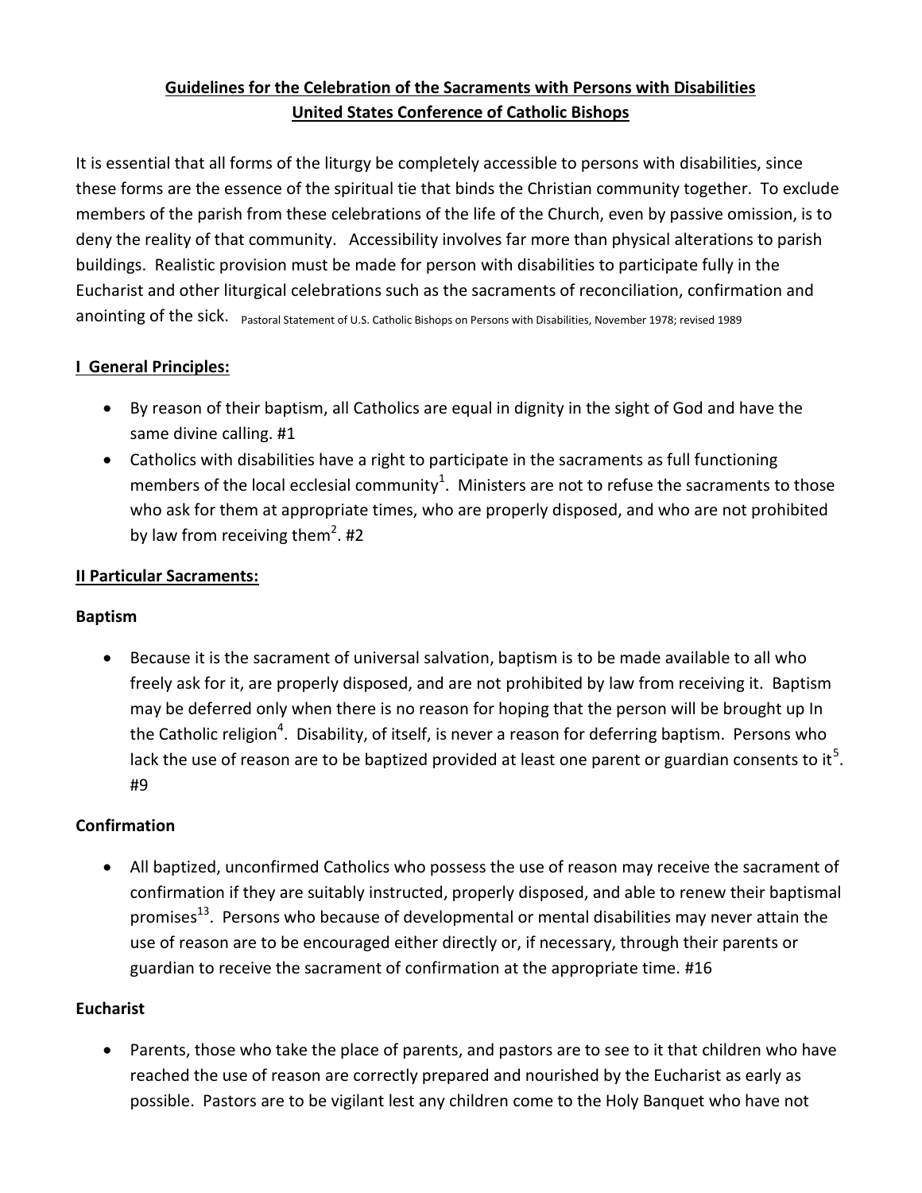**Guidelines for the Celebration of the Sacraments with Persons with Disabilities**
**United States Conference of Catholic Bishops**

It is essential that all forms of the liturgy be completely accessible to persons with disabilities, since these forms are the essence of the spiritual tie that binds the Christian community together. To exclude members of the parish from these celebrations of the life of the Church, even by passive omission, is to deny the reality of that community. Accessibility involves far more than physical alterations to parish buildings. Realistic provision must be made for person with disabilities to participate fully in the Eucharist and other liturgical celebrations such as the sacraments of reconciliation, confirmation and anointing of the sick. Pastoral Statement of U.S. Catholic Bishops on Persons with Disabilities, November 1978; revised 1989

## I General Principles:

- By reason of their baptism, all Catholics are equal in dignity in the sight of God and have the same divine calling. #1
- Catholics with disabilities have a right to participate in the sacraments as full functioning members of the local ecclesial community[1]. Ministers are not to refuse the sacraments to those who ask for them at appropriate times, who are properly disposed, and who are not prohibited by law from receiving them[2]. #2

## II Particular Sacraments:

### Baptism

- Because it is the sacrament of universal salvation, baptism is to be made available to all who freely ask for it, are properly disposed, and are not prohibited by law from receiving it. Baptism may be deferred only when there is no reason for hoping that the person will be brought up In the Catholic religion[4]. Disability, of itself, is never a reason for deferring baptism. Persons who lack the use of reason are to be baptized provided at least one parent or guardian consents to it[5]. #9

### Confirmation

- All baptized, unconfirmed Catholics who possess the use of reason may receive the sacrament of confirmation if they are suitably instructed, properly disposed, and able to renew their baptismal promises[13]. Persons who because of developmental or mental disabilities may never attain the use of reason are to be encouraged either directly or, if necessary, through their parents or guardian to receive the sacrament of confirmation at the appropriate time. #16

### Eucharist

- Parents, those who take the place of parents, and pastors are to see to it that children who have reached the use of reason are correctly prepared and nourished by the Eucharist as early as possible. Pastors are to be vigilant lest any children come to the Holy Banquet who have not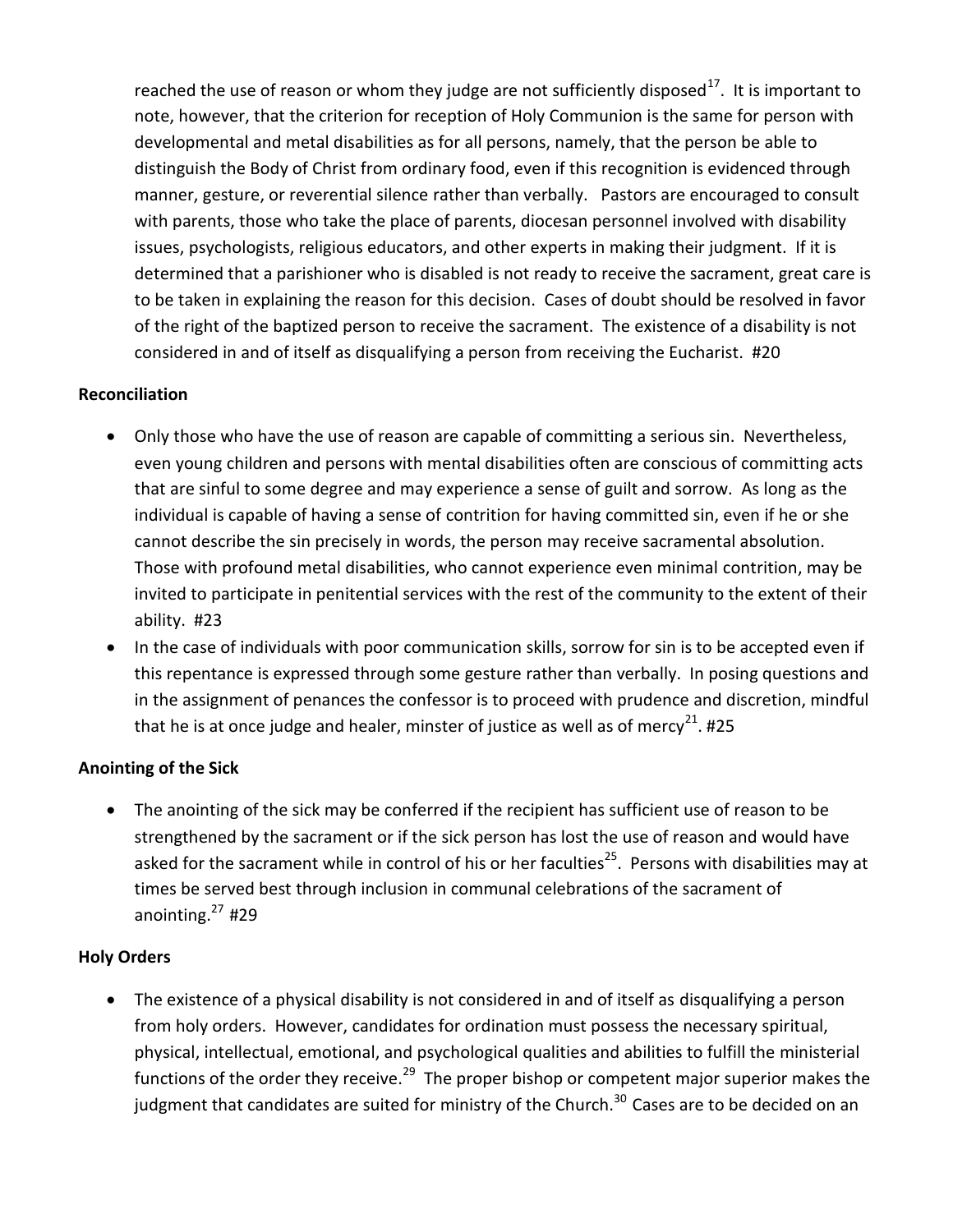reached the use of reason or whom they judge are not sufficiently disposed[17]. It is important to note, however, that the criterion for reception of Holy Communion is the same for person with developmental and metal disabilities as for all persons, namely, that the person be able to distinguish the Body of Christ from ordinary food, even if this recognition is evidenced through manner, gesture, or reverential silence rather than verbally. Pastors are encouraged to consult with parents, those who take the place of parents, diocesan personnel involved with disability issues, psychologists, religious educators, and other experts in making their judgment. If it is determined that a parishioner who is disabled is not ready to receive the sacrament, great care is to be taken in explaining the reason for this decision. Cases of doubt should be resolved in favor of the right of the baptized person to receive the sacrament. The existence of a disability is not considered in and of itself as disqualifying a person from receiving the Eucharist. #20

**Reconciliation**

- Only those who have the use of reason are capable of committing a serious sin. Nevertheless, even young children and persons with mental disabilities often are conscious of committing acts that are sinful to some degree and may experience a sense of guilt and sorrow. As long as the individual is capable of having a sense of contrition for having committed sin, even if he or she cannot describe the sin precisely in words, the person may receive sacramental absolution. Those with profound metal disabilities, who cannot experience even minimal contrition, may be invited to participate in penitential services with the rest of the community to the extent of their ability. #23
- In the case of individuals with poor communication skills, sorrow for sin is to be accepted even if this repentance is expressed through some gesture rather than verbally. In posing questions and in the assignment of penances the confessor is to proceed with prudence and discretion, mindful that he is at once judge and healer, minster of justice as well as of mercy[21]. #25

**Anointing of the Sick**

- The anointing of the sick may be conferred if the recipient has sufficient use of reason to be strengthened by the sacrament or if the sick person has lost the use of reason and would have asked for the sacrament while in control of his or her faculties[25]. Persons with disabilities may at times be served best through inclusion in communal celebrations of the sacrament of anointing.[27] #29

**Holy Orders**

- The existence of a physical disability is not considered in and of itself as disqualifying a person from holy orders. However, candidates for ordination must possess the necessary spiritual, physical, intellectual, emotional, and psychological qualities and abilities to fulfill the ministerial functions of the order they receive.[29] The proper bishop or competent major superior makes the judgment that candidates are suited for ministry of the Church.[30] Cases are to be decided on an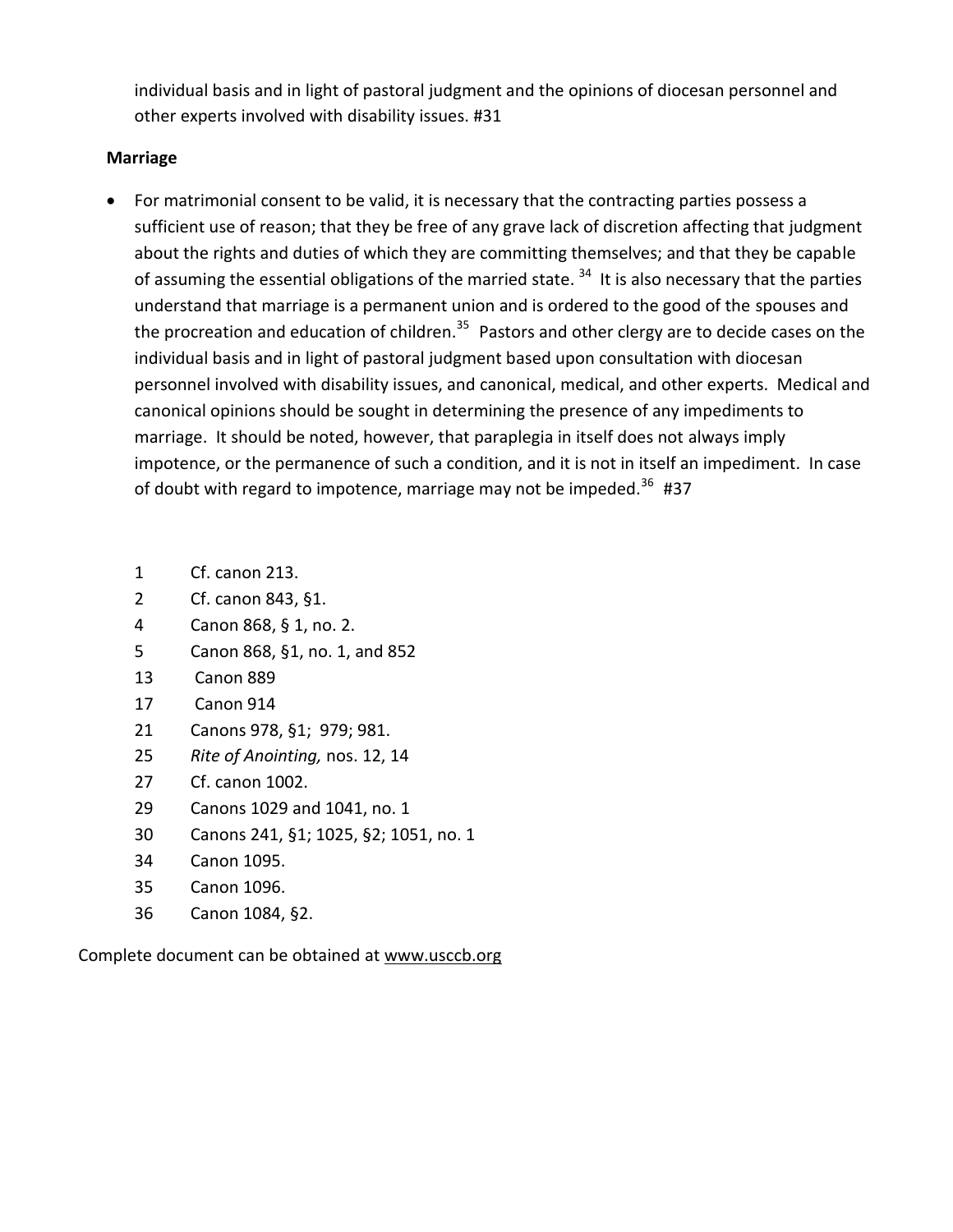individual basis and in light of pastoral judgment and the opinions of diocesan personnel and other experts involved with disability issues. #31

**Marriage**

- For matrimonial consent to be valid, it is necessary that the contracting parties possess a sufficient use of reason; that they be free of any grave lack of discretion affecting that judgment about the rights and duties of which they are committing themselves; and that they be capable of assuming the essential obligations of the married state. [34] It is also necessary that the parties understand that marriage is a permanent union and is ordered to the good of the spouses and the procreation and education of children.[35] Pastors and other clergy are to decide cases on the individual basis and in light of pastoral judgment based upon consultation with diocesan personnel involved with disability issues, and canonical, medical, and other experts. Medical and canonical opinions should be sought in determining the presence of any impediments to marriage. It should be noted, however, that paraplegia in itself does not always imply impotence, or the permanence of such a condition, and it is not in itself an impediment. In case of doubt with regard to impotence, marriage may not be impeded.[36] #37

1 Cf. canon 213.
2 Cf. canon 843, §1.
4 Canon 868, § 1, no. 2.
5 Canon 868, §1, no. 1, and 852
13 Canon 889
17 Canon 914
21 Canons 978, §1; 979; 981.
25 *Rite of Anointing,* nos. 12, 14
27 Cf. canon 1002.
29 Canons 1029 and 1041, no. 1
30 Canons 241, §1; 1025, §2; 1051, no. 1
34 Canon 1095.
35 Canon 1096.
36 Canon 1084, §2.

Complete document can be obtained at www.usccb.org